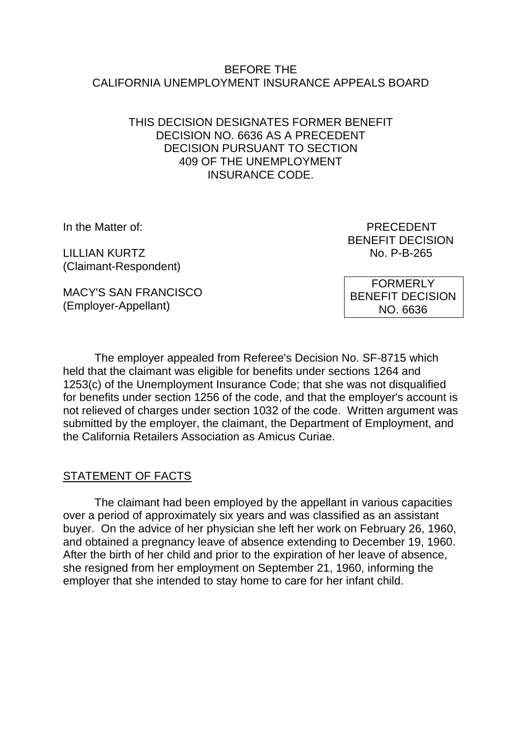BEFORE THE
CALIFORNIA UNEMPLOYMENT INSURANCE APPEALS BOARD

THIS DECISION DESIGNATES FORMER BENEFIT DECISION NO. 6636 AS A PRECEDENT DECISION PURSUANT TO SECTION 409 OF THE UNEMPLOYMENT INSURANCE CODE.

In the Matter of:

LILLIAN KURTZ
(Claimant-Respondent)

MACY'S SAN FRANCISCO
(Employer-Appellant)

PRECEDENT
BENEFIT DECISION
No. P-B-265

FORMERLY
BENEFIT DECISION
NO. 6636

The employer appealed from Referee's Decision No. SF-8715 which held that the claimant was eligible for benefits under sections 1264 and 1253(c) of the Unemployment Insurance Code; that she was not disqualified for benefits under section 1256 of the code, and that the employer's account is not relieved of charges under section 1032 of the code. Written argument was submitted by the employer, the claimant, the Department of Employment, and the California Retailers Association as Amicus Curiae.

## STATEMENT OF FACTS

The claimant had been employed by the appellant in various capacities over a period of approximately six years and was classified as an assistant buyer. On the advice of her physician she left her work on February 26, 1960, and obtained a pregnancy leave of absence extending to December 19, 1960. After the birth of her child and prior to the expiration of her leave of absence, she resigned from her employment on September 21, 1960, informing the employer that she intended to stay home to care for her infant child.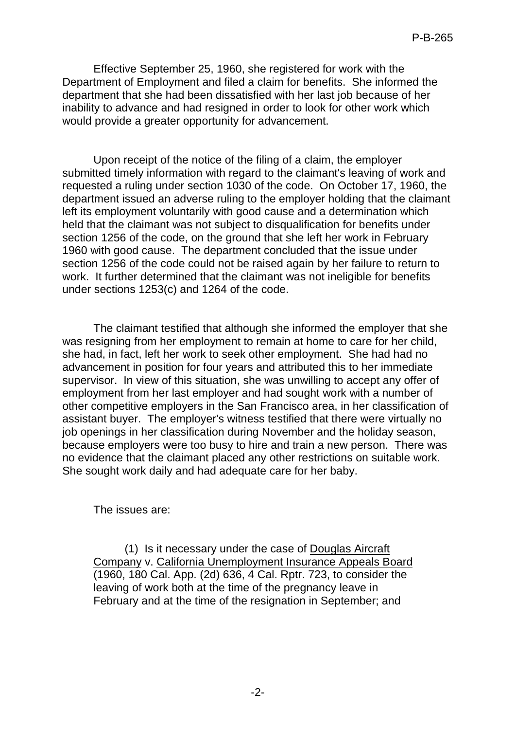Effective September 25, 1960, she registered for work with the Department of Employment and filed a claim for benefits. She informed the department that she had been dissatisfied with her last job because of her inability to advance and had resigned in order to look for other work which would provide a greater opportunity for advancement.

Upon receipt of the notice of the filing of a claim, the employer submitted timely information with regard to the claimant's leaving of work and requested a ruling under section 1030 of the code. On October 17, 1960, the department issued an adverse ruling to the employer holding that the claimant left its employment voluntarily with good cause and a determination which held that the claimant was not subject to disqualification for benefits under section 1256 of the code, on the ground that she left her work in February 1960 with good cause. The department concluded that the issue under section 1256 of the code could not be raised again by her failure to return to work. It further determined that the claimant was not ineligible for benefits under sections 1253(c) and 1264 of the code.

The claimant testified that although she informed the employer that she was resigning from her employment to remain at home to care for her child, she had, in fact, left her work to seek other employment. She had had no advancement in position for four years and attributed this to her immediate supervisor. In view of this situation, she was unwilling to accept any offer of employment from her last employer and had sought work with a number of other competitive employers in the San Francisco area, in her classification of assistant buyer. The employer's witness testified that there were virtually no job openings in her classification during November and the holiday season, because employers were too busy to hire and train a new person. There was no evidence that the claimant placed any other restrictions on suitable work. She sought work daily and had adequate care for her baby.

The issues are:

(1) Is it necessary under the case of Douglas Aircraft Company v. California Unemployment Insurance Appeals Board (1960, 180 Cal. App. (2d) 636, 4 Cal. Rptr. 723, to consider the leaving of work both at the time of the pregnancy leave in February and at the time of the resignation in September; and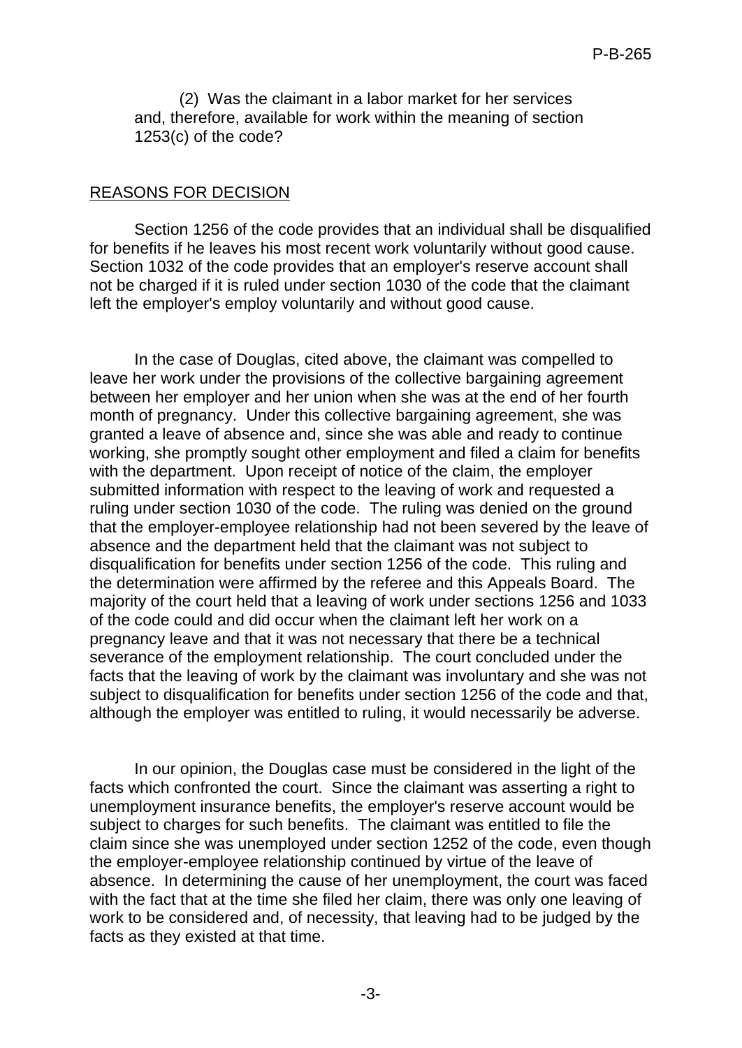(2) Was the claimant in a labor market for her services and, therefore, available for work within the meaning of section 1253(c) of the code?

## REASONS FOR DECISION

Section 1256 of the code provides that an individual shall be disqualified for benefits if he leaves his most recent work voluntarily without good cause. Section 1032 of the code provides that an employer's reserve account shall not be charged if it is ruled under section 1030 of the code that the claimant left the employer's employ voluntarily and without good cause.

In the case of Douglas, cited above, the claimant was compelled to leave her work under the provisions of the collective bargaining agreement between her employer and her union when she was at the end of her fourth month of pregnancy. Under this collective bargaining agreement, she was granted a leave of absence and, since she was able and ready to continue working, she promptly sought other employment and filed a claim for benefits with the department. Upon receipt of notice of the claim, the employer submitted information with respect to the leaving of work and requested a ruling under section 1030 of the code. The ruling was denied on the ground that the employer-employee relationship had not been severed by the leave of absence and the department held that the claimant was not subject to disqualification for benefits under section 1256 of the code. This ruling and the determination were affirmed by the referee and this Appeals Board. The majority of the court held that a leaving of work under sections 1256 and 1033 of the code could and did occur when the claimant left her work on a pregnancy leave and that it was not necessary that there be a technical severance of the employment relationship. The court concluded under the facts that the leaving of work by the claimant was involuntary and she was not subject to disqualification for benefits under section 1256 of the code and that, although the employer was entitled to ruling, it would necessarily be adverse.

In our opinion, the Douglas case must be considered in the light of the facts which confronted the court. Since the claimant was asserting a right to unemployment insurance benefits, the employer's reserve account would be subject to charges for such benefits. The claimant was entitled to file the claim since she was unemployed under section 1252 of the code, even though the employer-employee relationship continued by virtue of the leave of absence. In determining the cause of her unemployment, the court was faced with the fact that at the time she filed her claim, there was only one leaving of work to be considered and, of necessity, that leaving had to be judged by the facts as they existed at that time.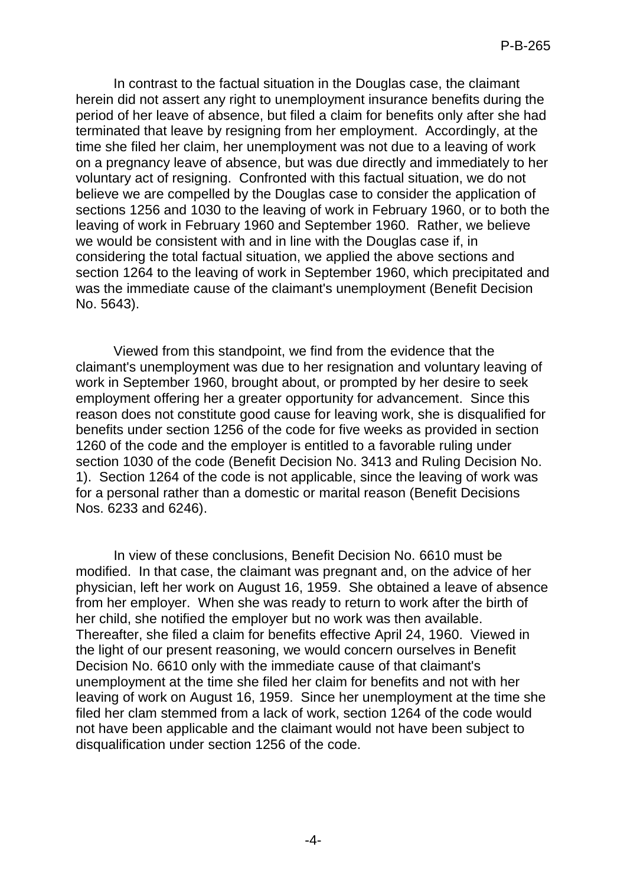In contrast to the factual situation in the Douglas case, the claimant herein did not assert any right to unemployment insurance benefits during the period of her leave of absence, but filed a claim for benefits only after she had terminated that leave by resigning from her employment. Accordingly, at the time she filed her claim, her unemployment was not due to a leaving of work on a pregnancy leave of absence, but was due directly and immediately to her voluntary act of resigning. Confronted with this factual situation, we do not believe we are compelled by the Douglas case to consider the application of sections 1256 and 1030 to the leaving of work in February 1960, or to both the leaving of work in February 1960 and September 1960. Rather, we believe we would be consistent with and in line with the Douglas case if, in considering the total factual situation, we applied the above sections and section 1264 to the leaving of work in September 1960, which precipitated and was the immediate cause of the claimant's unemployment (Benefit Decision No. 5643).

Viewed from this standpoint, we find from the evidence that the claimant's unemployment was due to her resignation and voluntary leaving of work in September 1960, brought about, or prompted by her desire to seek employment offering her a greater opportunity for advancement. Since this reason does not constitute good cause for leaving work, she is disqualified for benefits under section 1256 of the code for five weeks as provided in section 1260 of the code and the employer is entitled to a favorable ruling under section 1030 of the code (Benefit Decision No. 3413 and Ruling Decision No. 1). Section 1264 of the code is not applicable, since the leaving of work was for a personal rather than a domestic or marital reason (Benefit Decisions Nos. 6233 and 6246).

In view of these conclusions, Benefit Decision No. 6610 must be modified. In that case, the claimant was pregnant and, on the advice of her physician, left her work on August 16, 1959. She obtained a leave of absence from her employer. When she was ready to return to work after the birth of her child, she notified the employer but no work was then available. Thereafter, she filed a claim for benefits effective April 24, 1960. Viewed in the light of our present reasoning, we would concern ourselves in Benefit Decision No. 6610 only with the immediate cause of that claimant's unemployment at the time she filed her claim for benefits and not with her leaving of work on August 16, 1959. Since her unemployment at the time she filed her clam stemmed from a lack of work, section 1264 of the code would not have been applicable and the claimant would not have been subject to disqualification under section 1256 of the code.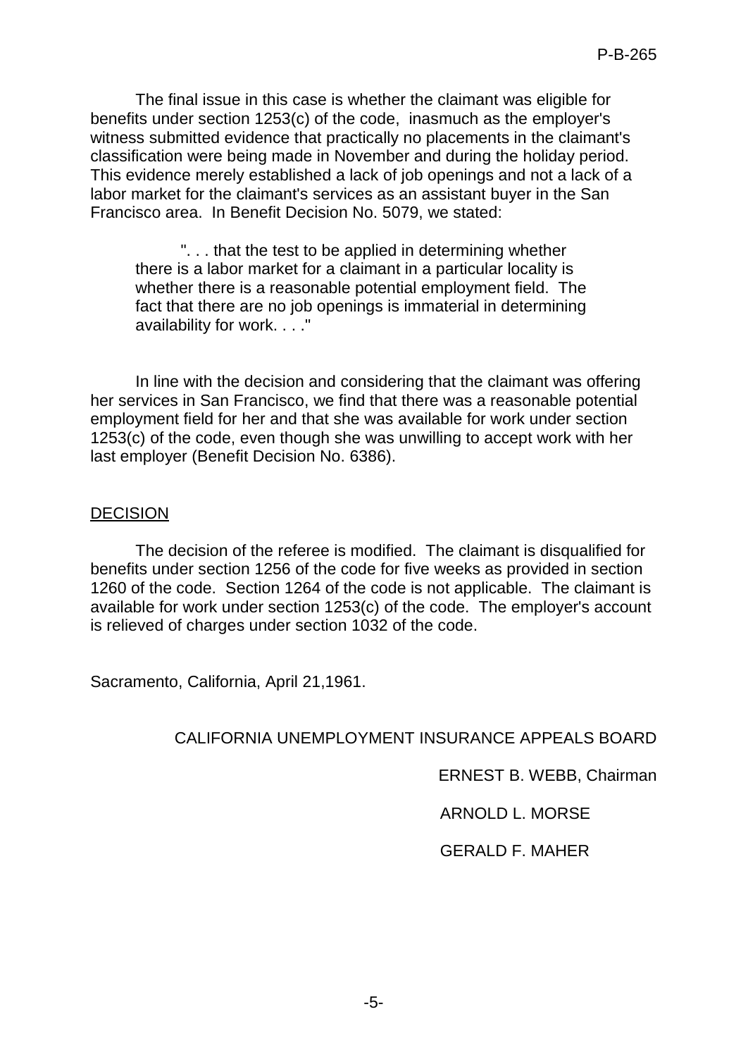The final issue in this case is whether the claimant was eligible for benefits under section 1253(c) of the code, inasmuch as the employer's witness submitted evidence that practically no placements in the claimant's classification were being made in November and during the holiday period. This evidence merely established a lack of job openings and not a lack of a labor market for the claimant's services as an assistant buyer in the San Francisco area. In Benefit Decision No. 5079, we stated:

> ". . . that the test to be applied in determining whether there is a labor market for a claimant in a particular locality is whether there is a reasonable potential employment field. The fact that there are no job openings is immaterial in determining availability for work. . . ."

In line with the decision and considering that the claimant was offering her services in San Francisco, we find that there was a reasonable potential employment field for her and that she was available for work under section 1253(c) of the code, even though she was unwilling to accept work with her last employer (Benefit Decision No. 6386).

## DECISION

The decision of the referee is modified. The claimant is disqualified for benefits under section 1256 of the code for five weeks as provided in section 1260 of the code. Section 1264 of the code is not applicable. The claimant is available for work under section 1253(c) of the code. The employer's account is relieved of charges under section 1032 of the code.

Sacramento, California, April 21,1961.

CALIFORNIA UNEMPLOYMENT INSURANCE APPEALS BOARD

ERNEST B. WEBB, Chairman

ARNOLD L. MORSE

GERALD F. MAHER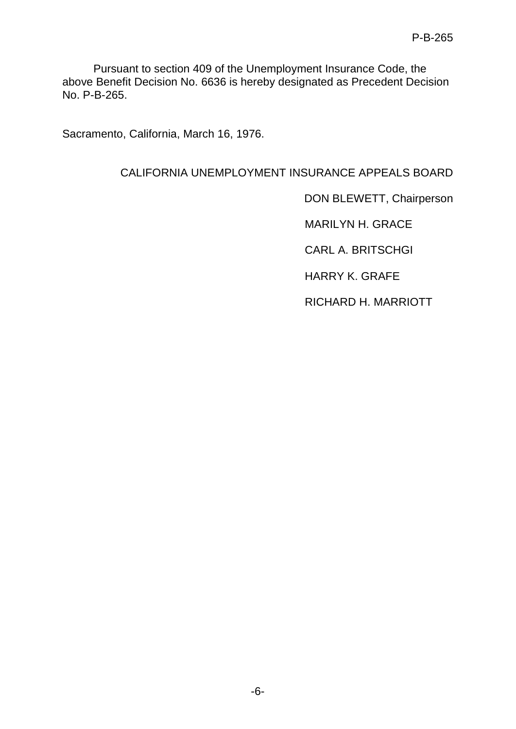Pursuant to section 409 of the Unemployment Insurance Code, the above Benefit Decision No. 6636 is hereby designated as Precedent Decision No. P-B-265.

Sacramento, California, March 16, 1976.

CALIFORNIA UNEMPLOYMENT INSURANCE APPEALS BOARD

DON BLEWETT, Chairperson

MARILYN H. GRACE

CARL A. BRITSCHGI

HARRY K. GRAFE

RICHARD H. MARRIOTT